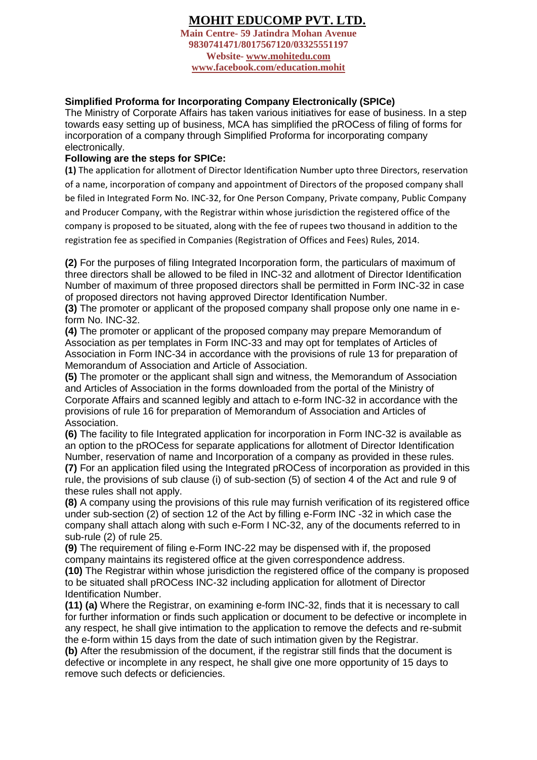# MOHIT EDUCOMP PVT. LTD.

**Main Centre- 59 Jatindra Mohan Avenue**
**9830741471/8017567120/03325551197**
**Website- www.mohitedu.com**
**www.facebook.com/education.mohit**

## Simplified Proforma for Incorporating Company Electronically (SPICe)

The Ministry of Corporate Affairs has taken various initiatives for ease of business. In a step towards easy setting up of business, MCA has simplified the pROCess of filing of forms for incorporation of a company through Simplified Proforma for incorporating company electronically.

### Following are the steps for SPICe:

**(1)** The application for allotment of Director Identification Number upto three Directors, reservation of a name, incorporation of company and appointment of Directors of the proposed company shall be filed in Integrated Form No. INC-32, for One Person Company, Private company, Public Company and Producer Company, with the Registrar within whose jurisdiction the registered office of the company is proposed to be situated, along with the fee of rupees two thousand in addition to the registration fee as specified in Companies (Registration of Offices and Fees) Rules, 2014.

**(2)** For the purposes of filing Integrated Incorporation form, the particulars of maximum of three directors shall be allowed to be filed in INC-32 and allotment of Director Identification Number of maximum of three proposed directors shall be permitted in Form INC-32 in case of proposed directors not having approved Director Identification Number.

**(3)** The promoter or applicant of the proposed company shall propose only one name in e-form No. INC-32.

**(4)** The promoter or applicant of the proposed company may prepare Memorandum of Association as per templates in Form INC-33 and may opt for templates of Articles of Association in Form INC-34 in accordance with the provisions of rule 13 for preparation of Memorandum of Association and Article of Association.

**(5)** The promoter or the applicant shall sign and witness, the Memorandum of Association and Articles of Association in the forms downloaded from the portal of the Ministry of Corporate Affairs and scanned legibly and attach to e-form INC-32 in accordance with the provisions of rule 16 for preparation of Memorandum of Association and Articles of Association.

**(6)** The facility to file Integrated application for incorporation in Form INC-32 is available as an option to the pROCess for separate applications for allotment of Director Identification Number, reservation of name and Incorporation of a company as provided in these rules.

**(7)** For an application filed using the Integrated pROCess of incorporation as provided in this rule, the provisions of sub clause (i) of sub-section (5) of section 4 of the Act and rule 9 of these rules shall not apply.

**(8)** A company using the provisions of this rule may furnish verification of its registered office under sub-section (2) of section 12 of the Act by filling e-Form INC -32 in which case the company shall attach along with such e-Form I NC-32, any of the documents referred to in sub-rule (2) of rule 25.

**(9)** The requirement of filing e-Form INC-22 may be dispensed with if, the proposed company maintains its registered office at the given correspondence address.

**(10)** The Registrar within whose jurisdiction the registered office of the company is proposed to be situated shall pROCess INC-32 including application for allotment of Director Identification Number.

**(11) (a)** Where the Registrar, on examining e-form INC-32, finds that it is necessary to call for further information or finds such application or document to be defective or incomplete in any respect, he shall give intimation to the application to remove the defects and re-submit the e-form within 15 days from the date of such intimation given by the Registrar.

**(b)** After the resubmission of the document, if the registrar still finds that the document is defective or incomplete in any respect, he shall give one more opportunity of 15 days to remove such defects or deficiencies.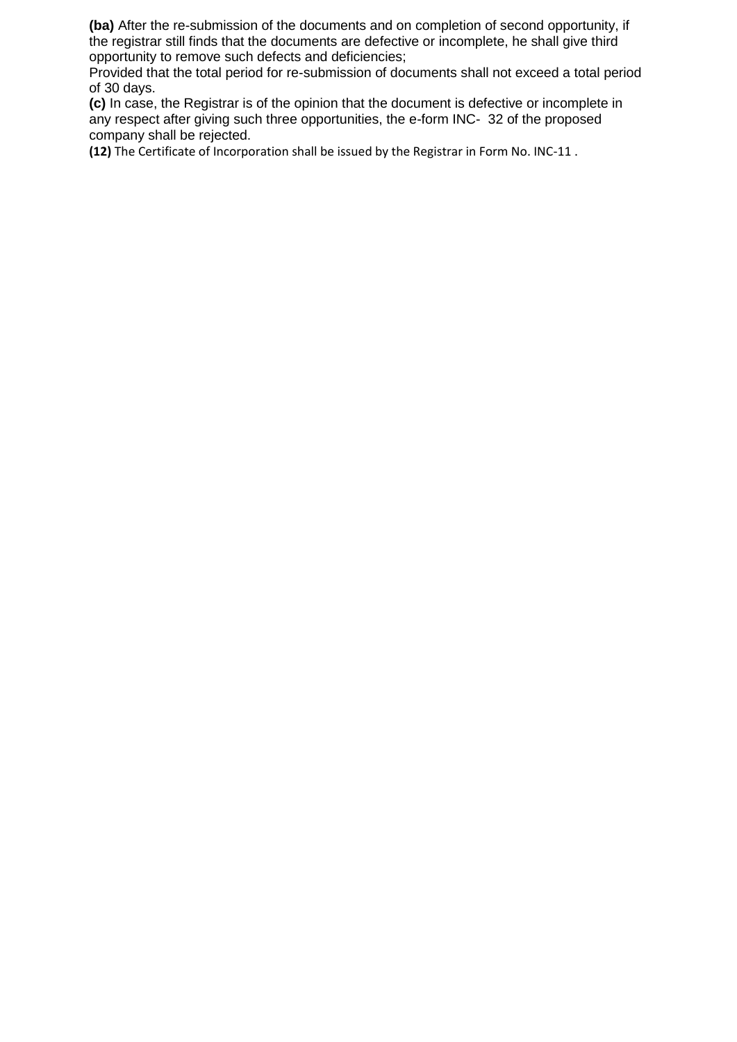**(ba)** After the re-submission of the documents and on completion of second opportunity, if the registrar still finds that the documents are defective or incomplete, he shall give third opportunity to remove such defects and deficiencies;

Provided that the total period for re-submission of documents shall not exceed a total period of 30 days.

**(c)** In case, the Registrar is of the opinion that the document is defective or incomplete in any respect after giving such three opportunities, the e-form INC- 32 of the proposed company shall be rejected.

**(12)** The Certificate of Incorporation shall be issued by the Registrar in Form No. INC-11 .